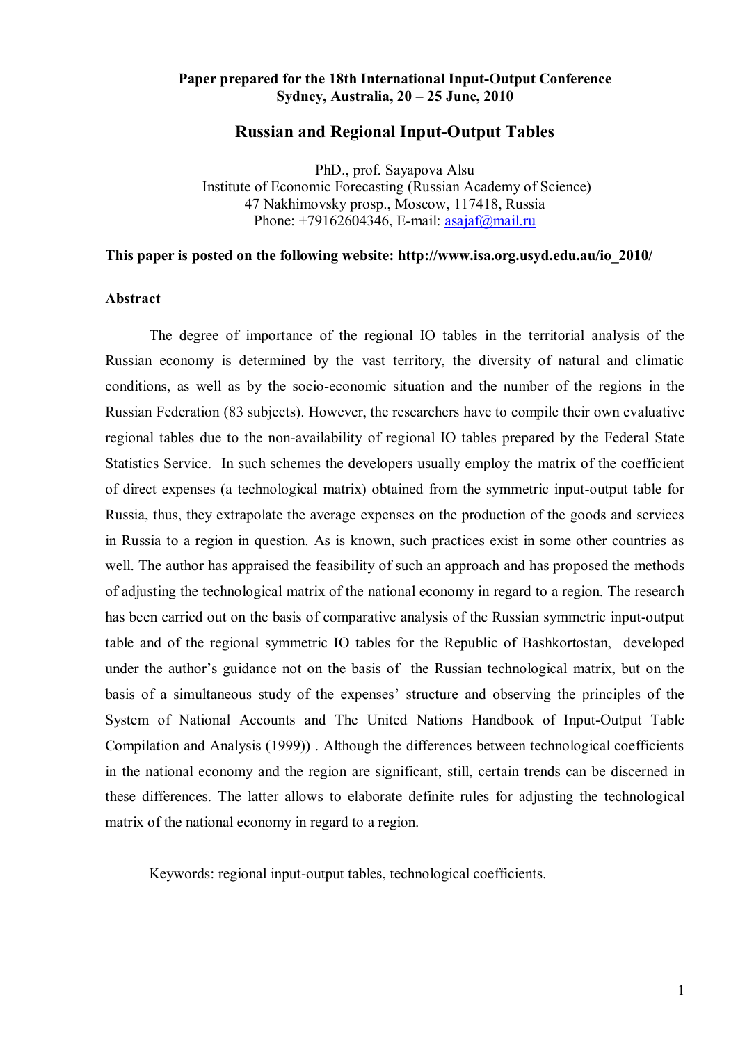**Paper prepared for the 18th International Input-Output Conference**
**Sydney, Australia, 20 – 25 June, 2010**

# Russian and Regional Input-Output Tables

PhD., prof. Sayapova Alsu
Institute of Economic Forecasting (Russian Academy of Science)
47 Nakhimovsky prosp., Moscow, 117418, Russia
Phone: +79162604346, E-mail: asajaf@mail.ru

**This paper is posted on the following website: http://www.isa.org.usyd.edu.au/io_2010/**

## Abstract

The degree of importance of the regional IO tables in the territorial analysis of the Russian economy is determined by the vast territory, the diversity of natural and climatic conditions, as well as by the socio-economic situation and the number of the regions in the Russian Federation (83 subjects). However, the researchers have to compile their own evaluative regional tables due to the non-availability of regional IO tables prepared by the Federal State Statistics Service. In such schemes the developers usually employ the matrix of the coefficient of direct expenses (a technological matrix) obtained from the symmetric input-output table for Russia, thus, they extrapolate the average expenses on the production of the goods and services in Russia to a region in question. As is known, such practices exist in some other countries as well. The author has appraised the feasibility of such an approach and has proposed the methods of adjusting the technological matrix of the national economy in regard to a region. The research has been carried out on the basis of comparative analysis of the Russian symmetric input-output table and of the regional symmetric IO tables for the Republic of Bashkortostan, developed under the author's guidance not on the basis of the Russian technological matrix, but on the basis of a simultaneous study of the expenses' structure and observing the principles of the System of National Accounts and The United Nations Handbook of Input-Output Table Compilation and Analysis (1999)) . Although the differences between technological coefficients in the national economy and the region are significant, still, certain trends can be discerned in these differences. The latter allows to elaborate definite rules for adjusting the technological matrix of the national economy in regard to a region.

Keywords: regional input-output tables, technological coefficients.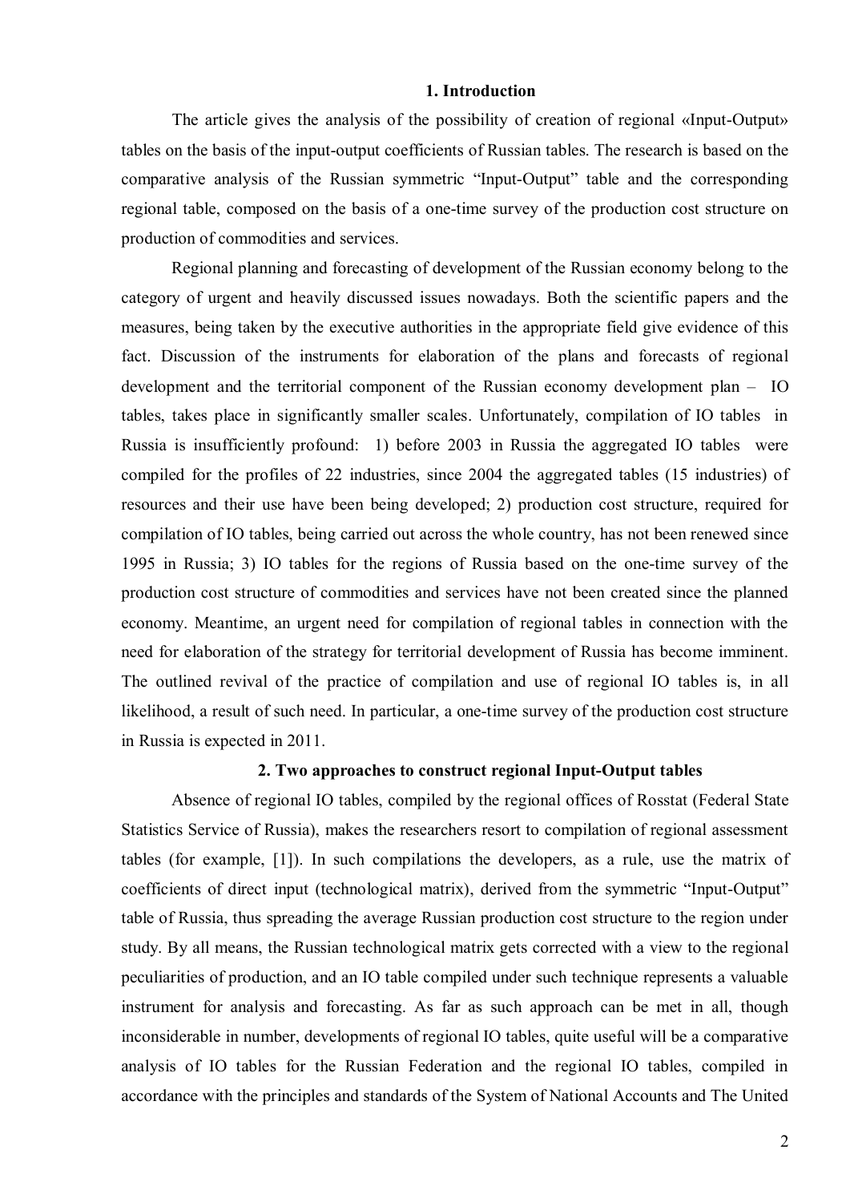## 1. Introduction

The article gives the analysis of the possibility of creation of regional «Input-Output» tables on the basis of the input-output coefficients of Russian tables. The research is based on the comparative analysis of the Russian symmetric "Input-Output" table and the corresponding regional table, composed on the basis of a one-time survey of the production cost structure on production of commodities and services.

Regional planning and forecasting of development of the Russian economy belong to the category of urgent and heavily discussed issues nowadays. Both the scientific papers and the measures, being taken by the executive authorities in the appropriate field give evidence of this fact. Discussion of the instruments for elaboration of the plans and forecasts of regional development and the territorial component of the Russian economy development plan – IO tables, takes place in significantly smaller scales. Unfortunately, compilation of IO tables in Russia is insufficiently profound: 1) before 2003 in Russia the aggregated IO tables were compiled for the profiles of 22 industries, since 2004 the aggregated tables (15 industries) of resources and their use have been being developed; 2) production cost structure, required for compilation of IO tables, being carried out across the whole country, has not been renewed since 1995 in Russia; 3) IO tables for the regions of Russia based on the one-time survey of the production cost structure of commodities and services have not been created since the planned economy. Meantime, an urgent need for compilation of regional tables in connection with the need for elaboration of the strategy for territorial development of Russia has become imminent. The outlined revival of the practice of compilation and use of regional IO tables is, in all likelihood, a result of such need. In particular, a one-time survey of the production cost structure in Russia is expected in 2011.

## 2. Two approaches to construct regional Input-Output tables

Absence of regional IO tables, compiled by the regional offices of Rosstat (Federal State Statistics Service of Russia), makes the researchers resort to compilation of regional assessment tables (for example, [1]). In such compilations the developers, as a rule, use the matrix of coefficients of direct input (technological matrix), derived from the symmetric "Input-Output" table of Russia, thus spreading the average Russian production cost structure to the region under study. By all means, the Russian technological matrix gets corrected with a view to the regional peculiarities of production, and an IO table compiled under such technique represents a valuable instrument for analysis and forecasting. As far as such approach can be met in all, though inconsiderable in number, developments of regional IO tables, quite useful will be a comparative analysis of IO tables for the Russian Federation and the regional IO tables, compiled in accordance with the principles and standards of the System of National Accounts and The United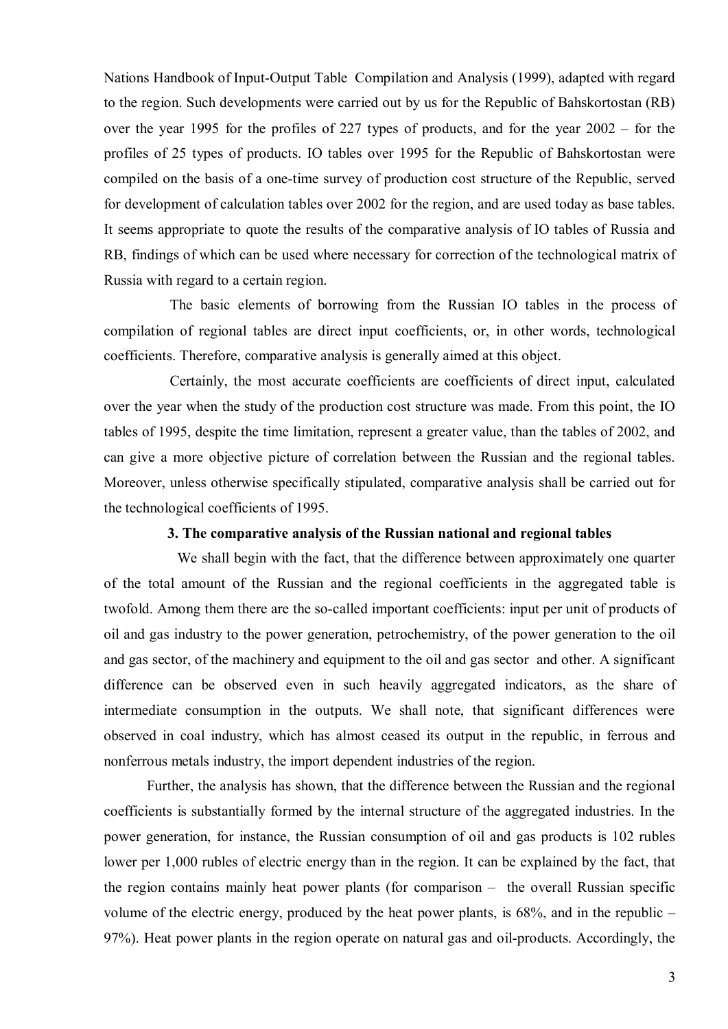Nations Handbook of Input-Output Table Compilation and Analysis (1999), adapted with regard to the region. Such developments were carried out by us for the Republic of Bahskortostan (RB) over the year 1995 for the profiles of 227 types of products, and for the year 2002 – for the profiles of 25 types of products. IO tables over 1995 for the Republic of Bahskortostan were compiled on the basis of a one-time survey of production cost structure of the Republic, served for development of calculation tables over 2002 for the region, and are used today as base tables. It seems appropriate to quote the results of the comparative analysis of IO tables of Russia and RB, findings of which can be used where necessary for correction of the technological matrix of Russia with regard to a certain region.

The basic elements of borrowing from the Russian IO tables in the process of compilation of regional tables are direct input coefficients, or, in other words, technological coefficients. Therefore, comparative analysis is generally aimed at this object.

Certainly, the most accurate coefficients are coefficients of direct input, calculated over the year when the study of the production cost structure was made. From this point, the IO tables of 1995, despite the time limitation, represent a greater value, than the tables of 2002, and can give a more objective picture of correlation between the Russian and the regional tables. Moreover, unless otherwise specifically stipulated, comparative analysis shall be carried out for the technological coefficients of 1995.

### 3. The comparative analysis of the Russian national and regional tables

We shall begin with the fact, that the difference between approximately one quarter of the total amount of the Russian and the regional coefficients in the aggregated table is twofold. Among them there are the so-called important coefficients: input per unit of products of oil and gas industry to the power generation, petrochemistry, of the power generation to the oil and gas sector, of the machinery and equipment to the oil and gas sector and other. A significant difference can be observed even in such heavily aggregated indicators, as the share of intermediate consumption in the outputs. We shall note, that significant differences were observed in coal industry, which has almost ceased its output in the republic, in ferrous and nonferrous metals industry, the import dependent industries of the region.

Further, the analysis has shown, that the difference between the Russian and the regional coefficients is substantially formed by the internal structure of the aggregated industries. In the power generation, for instance, the Russian consumption of oil and gas products is 102 rubles lower per 1,000 rubles of electric energy than in the region. It can be explained by the fact, that the region contains mainly heat power plants (for comparison – the overall Russian specific volume of the electric energy, produced by the heat power plants, is 68%, and in the republic – 97%). Heat power plants in the region operate on natural gas and oil-products. Accordingly, the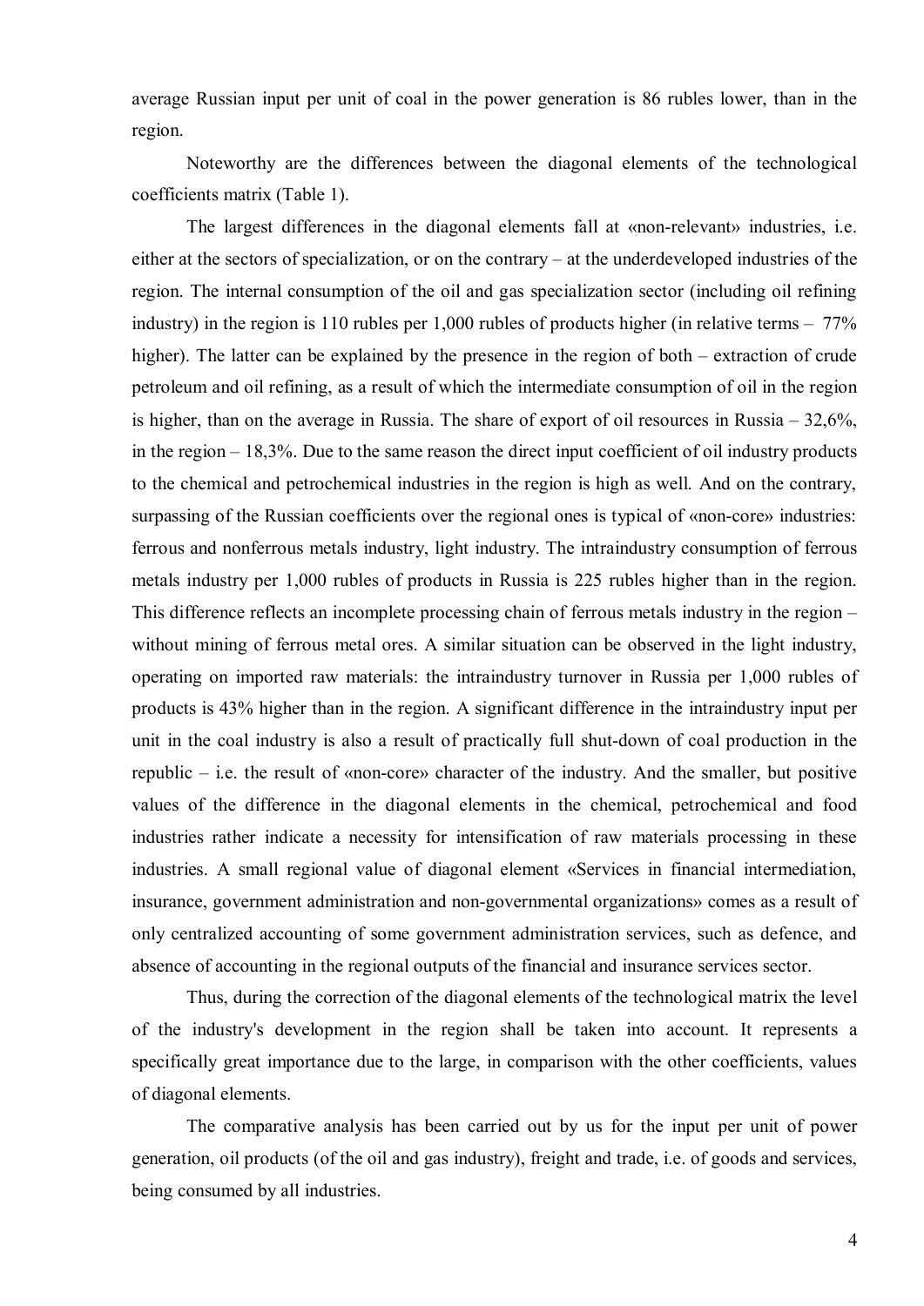average Russian input per unit of coal in the power generation is 86 rubles lower, than in the region.

Noteworthy are the differences between the diagonal elements of the technological coefficients matrix (Table 1).

The largest differences in the diagonal elements fall at «non-relevant» industries, i.e. either at the sectors of specialization, or on the contrary – at the underdeveloped industries of the region. The internal consumption of the oil and gas specialization sector (including oil refining industry) in the region is 110 rubles per 1,000 rubles of products higher (in relative terms – 77% higher). The latter can be explained by the presence in the region of both – extraction of crude petroleum and oil refining, as a result of which the intermediate consumption of oil in the region is higher, than on the average in Russia. The share of export of oil resources in Russia – 32,6%, in the region – 18,3%. Due to the same reason the direct input coefficient of oil industry products to the chemical and petrochemical industries in the region is high as well. And on the contrary, surpassing of the Russian coefficients over the regional ones is typical of «non-core» industries: ferrous and nonferrous metals industry, light industry. The intraindustry consumption of ferrous metals industry per 1,000 rubles of products in Russia is 225 rubles higher than in the region. This difference reflects an incomplete processing chain of ferrous metals industry in the region – without mining of ferrous metal ores. A similar situation can be observed in the light industry, operating on imported raw materials: the intraindustry turnover in Russia per 1,000 rubles of products is 43% higher than in the region. A significant difference in the intraindustry input per unit in the coal industry is also a result of practically full shut-down of coal production in the republic – i.e. the result of «non-core» character of the industry. And the smaller, but positive values of the difference in the diagonal elements in the chemical, petrochemical and food industries rather indicate a necessity for intensification of raw materials processing in these industries. A small regional value of diagonal element «Services in financial intermediation, insurance, government administration and non-governmental organizations» comes as a result of only centralized accounting of some government administration services, such as defence, and absence of accounting in the regional outputs of the financial and insurance services sector.

Thus, during the correction of the diagonal elements of the technological matrix the level of the industry's development in the region shall be taken into account. It represents a specifically great importance due to the large, in comparison with the other coefficients, values of diagonal elements.

The comparative analysis has been carried out by us for the input per unit of power generation, oil products (of the oil and gas industry), freight and trade, i.e. of goods and services, being consumed by all industries.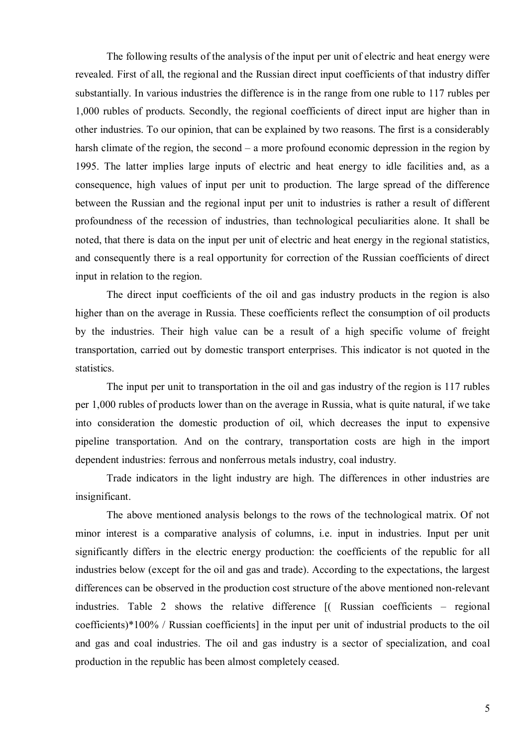The following results of the analysis of the input per unit of electric and heat energy were revealed. First of all, the regional and the Russian direct input coefficients of that industry differ substantially. In various industries the difference is in the range from one ruble to 117 rubles per 1,000 rubles of products. Secondly, the regional coefficients of direct input are higher than in other industries. To our opinion, that can be explained by two reasons. The first is a considerably harsh climate of the region, the second – a more profound economic depression in the region by 1995. The latter implies large inputs of electric and heat energy to idle facilities and, as a consequence, high values of input per unit to production. The large spread of the difference between the Russian and the regional input per unit to industries is rather a result of different profoundness of the recession of industries, than technological peculiarities alone. It shall be noted, that there is data on the input per unit of electric and heat energy in the regional statistics, and consequently there is a real opportunity for correction of the Russian coefficients of direct input in relation to the region.

The direct input coefficients of the oil and gas industry products in the region is also higher than on the average in Russia. These coefficients reflect the consumption of oil products by the industries. Their high value can be a result of a high specific volume of freight transportation, carried out by domestic transport enterprises. This indicator is not quoted in the statistics.

The input per unit to transportation in the oil and gas industry of the region is 117 rubles per 1,000 rubles of products lower than on the average in Russia, what is quite natural, if we take into consideration the domestic production of oil, which decreases the input to expensive pipeline transportation. And on the contrary, transportation costs are high in the import dependent industries: ferrous and nonferrous metals industry, coal industry.

Trade indicators in the light industry are high. The differences in other industries are insignificant.

The above mentioned analysis belongs to the rows of the technological matrix. Of not minor interest is a comparative analysis of columns, i.e. input in industries. Input per unit significantly differs in the electric energy production: the coefficients of the republic for all industries below (except for the oil and gas and trade). According to the expectations, the largest differences can be observed in the production cost structure of the above mentioned non-relevant industries. Table 2 shows the relative difference [( Russian coefficients – regional coefficients)*100% / Russian coefficients] in the input per unit of industrial products to the oil and gas and coal industries. The oil and gas industry is a sector of specialization, and coal production in the republic has been almost completely ceased.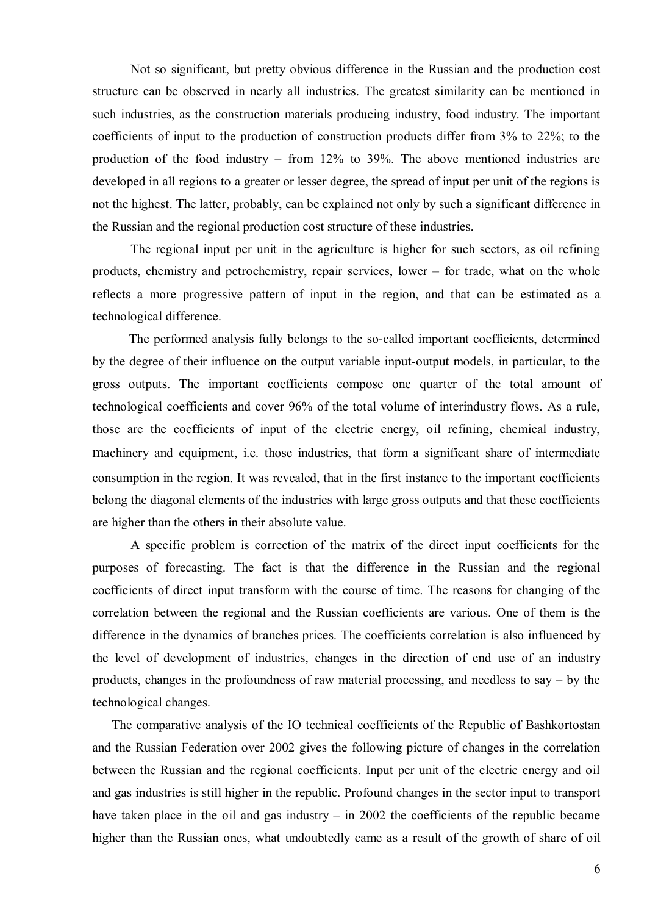Not so significant, but pretty obvious difference in the Russian and the production cost structure can be observed in nearly all industries. The greatest similarity can be mentioned in such industries, as the construction materials producing industry, food industry. The important coefficients of input to the production of construction products differ from 3% to 22%; to the production of the food industry – from 12% to 39%. The above mentioned industries are developed in all regions to a greater or lesser degree, the spread of input per unit of the regions is not the highest. The latter, probably, can be explained not only by such a significant difference in the Russian and the regional production cost structure of these industries.

The regional input per unit in the agriculture is higher for such sectors, as oil refining products, chemistry and petrochemistry, repair services, lower – for trade, what on the whole reflects a more progressive pattern of input in the region, and that can be estimated as a technological difference.

The performed analysis fully belongs to the so-called important coefficients, determined by the degree of their influence on the output variable input-output models, in particular, to the gross outputs. The important coefficients compose one quarter of the total amount of technological coefficients and cover 96% of the total volume of interindustry flows. As a rule, those are the coefficients of input of the electric energy, oil refining, chemical industry, machinery and equipment, i.e. those industries, that form a significant share of intermediate consumption in the region. It was revealed, that in the first instance to the important coefficients belong the diagonal elements of the industries with large gross outputs and that these coefficients are higher than the others in their absolute value.

A specific problem is correction of the matrix of the direct input coefficients for the purposes of forecasting. The fact is that the difference in the Russian and the regional coefficients of direct input transform with the course of time. The reasons for changing of the correlation between the regional and the Russian coefficients are various. One of them is the difference in the dynamics of branches prices. The coefficients correlation is also influenced by the level of development of industries, changes in the direction of end use of an industry products, changes in the profoundness of raw material processing, and needless to say – by the technological changes.

The comparative analysis of the IO technical coefficients of the Republic of Bashkortostan and the Russian Federation over 2002 gives the following picture of changes in the correlation between the Russian and the regional coefficients. Input per unit of the electric energy and oil and gas industries is still higher in the republic. Profound changes in the sector input to transport have taken place in the oil and gas industry – in 2002 the coefficients of the republic became higher than the Russian ones, what undoubtedly came as a result of the growth of share of oil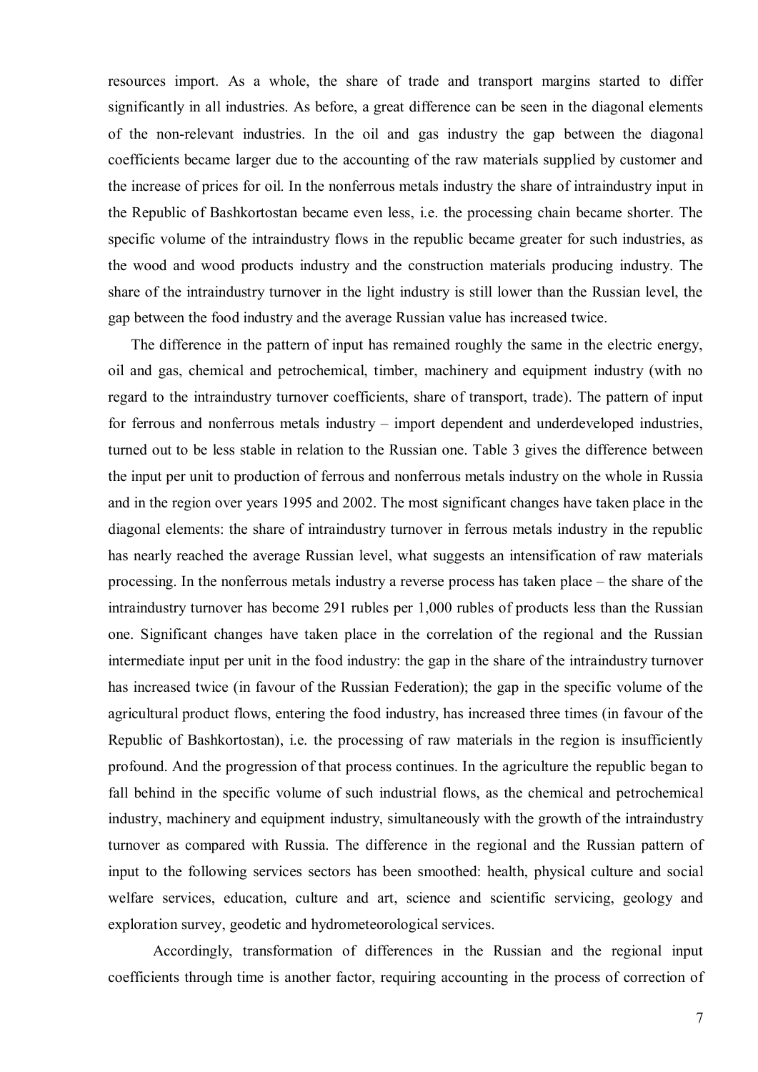resources import. As a whole, the share of trade and transport margins started to differ significantly in all industries. As before, a great difference can be seen in the diagonal elements of the non-relevant industries. In the oil and gas industry the gap between the diagonal coefficients became larger due to the accounting of the raw materials supplied by customer and the increase of prices for oil. In the nonferrous metals industry the share of intraindustry input in the Republic of Bashkortostan became even less, i.e. the processing chain became shorter. The specific volume of the intraindustry flows in the republic became greater for such industries, as the wood and wood products industry and the construction materials producing industry. The share of the intraindustry turnover in the light industry is still lower than the Russian level, the gap between the food industry and the average Russian value has increased twice.

The difference in the pattern of input has remained roughly the same in the electric energy, oil and gas, chemical and petrochemical, timber, machinery and equipment industry (with no regard to the intraindustry turnover coefficients, share of transport, trade). The pattern of input for ferrous and nonferrous metals industry – import dependent and underdeveloped industries, turned out to be less stable in relation to the Russian one. Table 3 gives the difference between the input per unit to production of ferrous and nonferrous metals industry on the whole in Russia and in the region over years 1995 and 2002. The most significant changes have taken place in the diagonal elements: the share of intraindustry turnover in ferrous metals industry in the republic has nearly reached the average Russian level, what suggests an intensification of raw materials processing. In the nonferrous metals industry a reverse process has taken place – the share of the intraindustry turnover has become 291 rubles per 1,000 rubles of products less than the Russian one. Significant changes have taken place in the correlation of the regional and the Russian intermediate input per unit in the food industry: the gap in the share of the intraindustry turnover has increased twice (in favour of the Russian Federation); the gap in the specific volume of the agricultural product flows, entering the food industry, has increased three times (in favour of the Republic of Bashkortostan), i.e. the processing of raw materials in the region is insufficiently profound. And the progression of that process continues. In the agriculture the republic began to fall behind in the specific volume of such industrial flows, as the chemical and petrochemical industry, machinery and equipment industry, simultaneously with the growth of the intraindustry turnover as compared with Russia. The difference in the regional and the Russian pattern of input to the following services sectors has been smoothed: health, physical culture and social welfare services, education, culture and art, science and scientific servicing, geology and exploration survey, geodetic and hydrometeorological services.

Accordingly, transformation of differences in the Russian and the regional input coefficients through time is another factor, requiring accounting in the process of correction of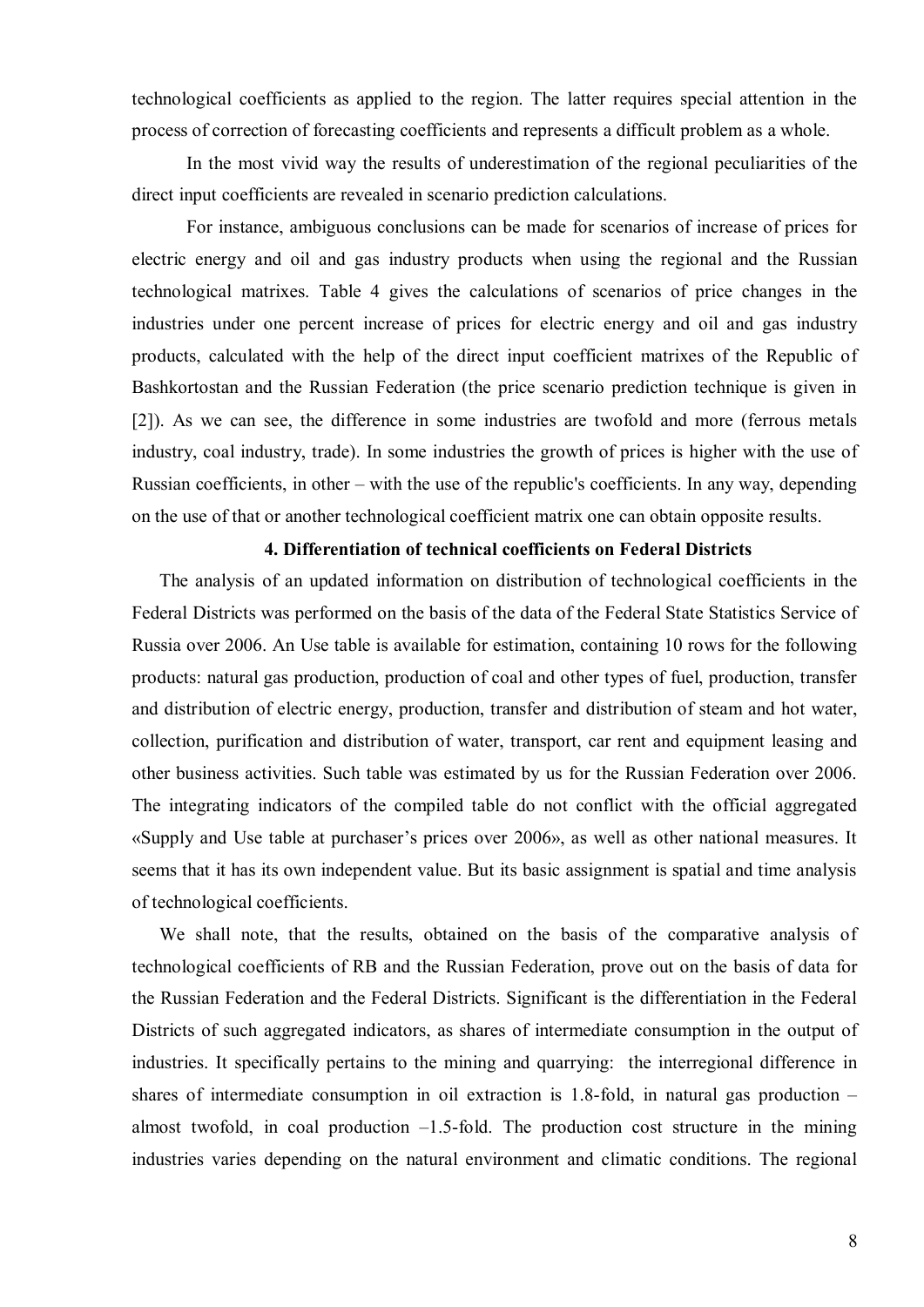technological coefficients as applied to the region. The latter requires special attention in the process of correction of forecasting coefficients and represents a difficult problem as a whole.

In the most vivid way the results of underestimation of the regional peculiarities of the direct input coefficients are revealed in scenario prediction calculations.

For instance, ambiguous conclusions can be made for scenarios of increase of prices for electric energy and oil and gas industry products when using the regional and the Russian technological matrixes. Table 4 gives the calculations of scenarios of price changes in the industries under one percent increase of prices for electric energy and oil and gas industry products, calculated with the help of the direct input coefficient matrixes of the Republic of Bashkortostan and the Russian Federation (the price scenario prediction technique is given in [2]). As we can see, the difference in some industries are twofold and more (ferrous metals industry, coal industry, trade). In some industries the growth of prices is higher with the use of Russian coefficients, in other – with the use of the republic's coefficients. In any way, depending on the use of that or another technological coefficient matrix one can obtain opposite results.

### 4. Differentiation of technical coefficients on Federal Districts

The analysis of an updated information on distribution of technological coefficients in the Federal Districts was performed on the basis of the data of the Federal State Statistics Service of Russia over 2006. An Use table is available for estimation, containing 10 rows for the following products: natural gas production, production of coal and other types of fuel, production, transfer and distribution of electric energy, production, transfer and distribution of steam and hot water, collection, purification and distribution of water, transport, car rent and equipment leasing and other business activities. Such table was estimated by us for the Russian Federation over 2006. The integrating indicators of the compiled table do not conflict with the official aggregated «Supply and Use table at purchaser's prices over 2006», as well as other national measures. It seems that it has its own independent value. But its basic assignment is spatial and time analysis of technological coefficients.

We shall note, that the results, obtained on the basis of the comparative analysis of technological coefficients of RB and the Russian Federation, prove out on the basis of data for the Russian Federation and the Federal Districts. Significant is the differentiation in the Federal Districts of such aggregated indicators, as shares of intermediate consumption in the output of industries. It specifically pertains to the mining and quarrying: the interregional difference in shares of intermediate consumption in oil extraction is 1.8-fold, in natural gas production – almost twofold, in coal production –1.5-fold. The production cost structure in the mining industries varies depending on the natural environment and climatic conditions. The regional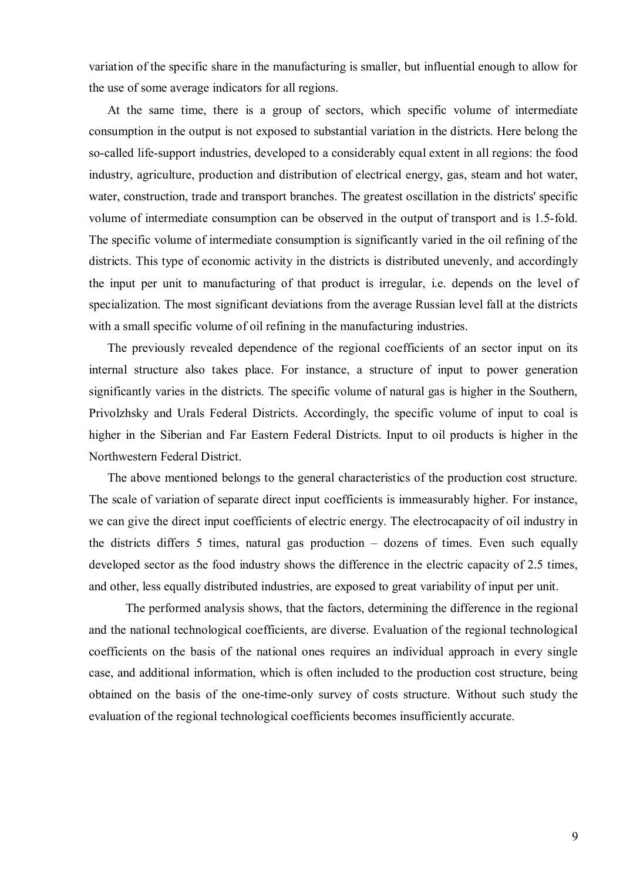variation of the specific share in the manufacturing is smaller, but influential enough to allow for the use of some average indicators for all regions.

At the same time, there is a group of sectors, which specific volume of intermediate consumption in the output is not exposed to substantial variation in the districts. Here belong the so-called life-support industries, developed to a considerably equal extent in all regions: the food industry, agriculture, production and distribution of electrical energy, gas, steam and hot water, water, construction, trade and transport branches. The greatest oscillation in the districts' specific volume of intermediate consumption can be observed in the output of transport and is 1.5-fold. The specific volume of intermediate consumption is significantly varied in the oil refining of the districts. This type of economic activity in the districts is distributed unevenly, and accordingly the input per unit to manufacturing of that product is irregular, i.e. depends on the level of specialization. The most significant deviations from the average Russian level fall at the districts with a small specific volume of oil refining in the manufacturing industries.

The previously revealed dependence of the regional coefficients of an sector input on its internal structure also takes place. For instance, a structure of input to power generation significantly varies in the districts. The specific volume of natural gas is higher in the Southern, Privolzhsky and Urals Federal Districts. Accordingly, the specific volume of input to coal is higher in the Siberian and Far Eastern Federal Districts. Input to oil products is higher in the Northwestern Federal District.

The above mentioned belongs to the general characteristics of the production cost structure. The scale of variation of separate direct input coefficients is immeasurably higher. For instance, we can give the direct input coefficients of electric energy. The electrocapacity of oil industry in the districts differs 5 times, natural gas production – dozens of times. Even such equally developed sector as the food industry shows the difference in the electric capacity of 2.5 times, and other, less equally distributed industries, are exposed to great variability of input per unit.

The performed analysis shows, that the factors, determining the difference in the regional and the national technological coefficients, are diverse. Evaluation of the regional technological coefficients on the basis of the national ones requires an individual approach in every single case, and additional information, which is often included to the production cost structure, being obtained on the basis of the one-time-only survey of costs structure. Without such study the evaluation of the regional technological coefficients becomes insufficiently accurate.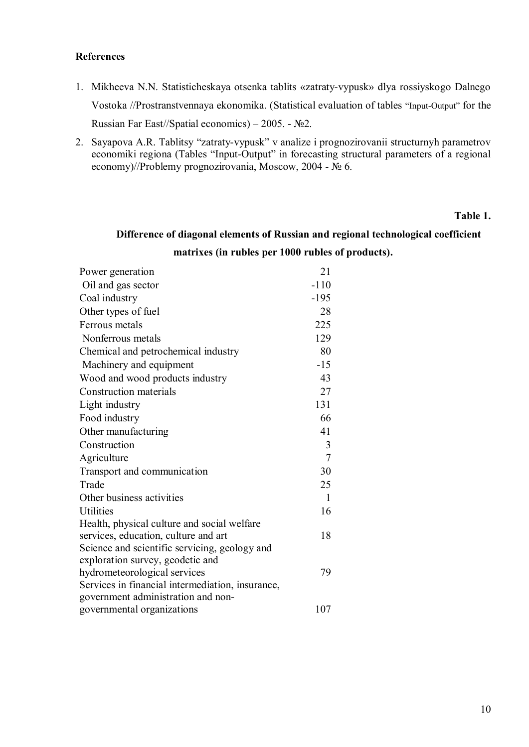**References**

1. Mikheeva N.N. Statisticheskaya otsenka tablits «zatraty-vypusk» dlya rossiyskogo Dalnego Vostoka //Prostranstvennaya ekonomika. (Statistical evaluation of tables "Input-Output" for the Russian Far East//Spatial economics) – 2005. - №2.
2. Sayapova A.R. Tablitsy "zatraty-vypusk" v analize i prognozirovanii structurnyh parametrov economiki regiona (Tables "Input-Output" in forecasting structural parameters of a regional economy)//Problemy prognozirovania, Moscow, 2004 - № 6.

**Table 1.**

**Difference of diagonal elements of Russian and regional technological coefficient matrixes (in rubles per 1000 rubles of products).**

| Sector | Difference |
|---|---|
| Power generation | 21 |
| Oil and gas sector | -110 |
| Coal industry | -195 |
| Other types of fuel | 28 |
| Ferrous metals | 225 |
| Nonferrous metals | 129 |
| Chemical and petrochemical industry | 80 |
| Machinery and equipment | -15 |
| Wood and wood products industry | 43 |
| Construction materials | 27 |
| Light industry | 131 |
| Food industry | 66 |
| Other manufacturing | 41 |
| Construction | 3 |
| Agriculture | 7 |
| Transport and communication | 30 |
| Trade | 25 |
| Other business activities | 1 |
| Utilities | 16 |
| Health, physical culture and social welfare services, education, culture and art | 18 |
| Science and scientific servicing, geology and exploration survey, geodetic and hydrometeorological services | 79 |
| Services in financial intermediation, insurance, government administration and non-governmental organizations | 107 |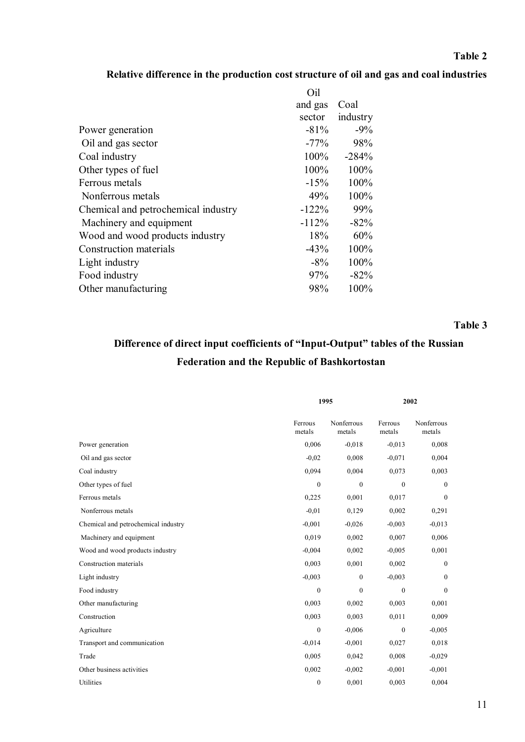**Table 2**

**Relative difference in the production cost structure of oil and gas and coal industries**

| | Oil and gas sector | Coal industry |
|---|---|---|
| Power generation | -81% | -9% |
| Oil and gas sector | -77% | 98% |
| Coal industry | 100% | -284% |
| Other types of fuel | 100% | 100% |
| Ferrous metals | -15% | 100% |
| Nonferrous metals | 49% | 100% |
| Chemical and petrochemical industry | -122% | 99% |
| Machinery and equipment | -112% | -82% |
| Wood and wood products industry | 18% | 60% |
| Construction materials | -43% | 100% |
| Light industry | -8% | 100% |
| Food industry | 97% | -82% |
| Other manufacturing | 98% | 100% |

**Table 3**

**Difference of direct input coefficients of "Input-Output" tables of the Russian Federation and the Republic of Bashkortostan**

| | 1995 | | 2002 | |
|---|---|---|---|---|
| | Ferrous metals | Nonferrous metals | Ferrous metals | Nonferrous metals |
| Power generation | 0,006 | -0,018 | -0,013 | 0,008 |
| Oil and gas sector | -0,02 | 0,008 | -0,071 | 0,004 |
| Coal industry | 0,094 | 0,004 | 0,073 | 0,003 |
| Other types of fuel | 0 | 0 | 0 | 0 |
| Ferrous metals | 0,225 | 0,001 | 0,017 | 0 |
| Nonferrous metals | -0,01 | 0,129 | 0,002 | 0,291 |
| Chemical and petrochemical industry | -0,001 | -0,026 | -0,003 | -0,013 |
| Machinery and equipment | 0,019 | 0,002 | 0,007 | 0,006 |
| Wood and wood products industry | -0,004 | 0,002 | -0,005 | 0,001 |
| Construction materials | 0,003 | 0,001 | 0,002 | 0 |
| Light industry | -0,003 | 0 | -0,003 | 0 |
| Food industry | 0 | 0 | 0 | 0 |
| Other manufacturing | 0,003 | 0,002 | 0,003 | 0,001 |
| Construction | 0,003 | 0,003 | 0,011 | 0,009 |
| Agriculture | 0 | -0,006 | 0 | -0,005 |
| Transport and communication | -0,014 | -0,001 | 0,027 | 0,018 |
| Trade | 0,005 | 0,042 | 0,008 | -0,029 |
| Other business activities | 0,002 | -0,002 | -0,001 | -0,001 |
| Utilities | 0 | 0,001 | 0,003 | 0,004 |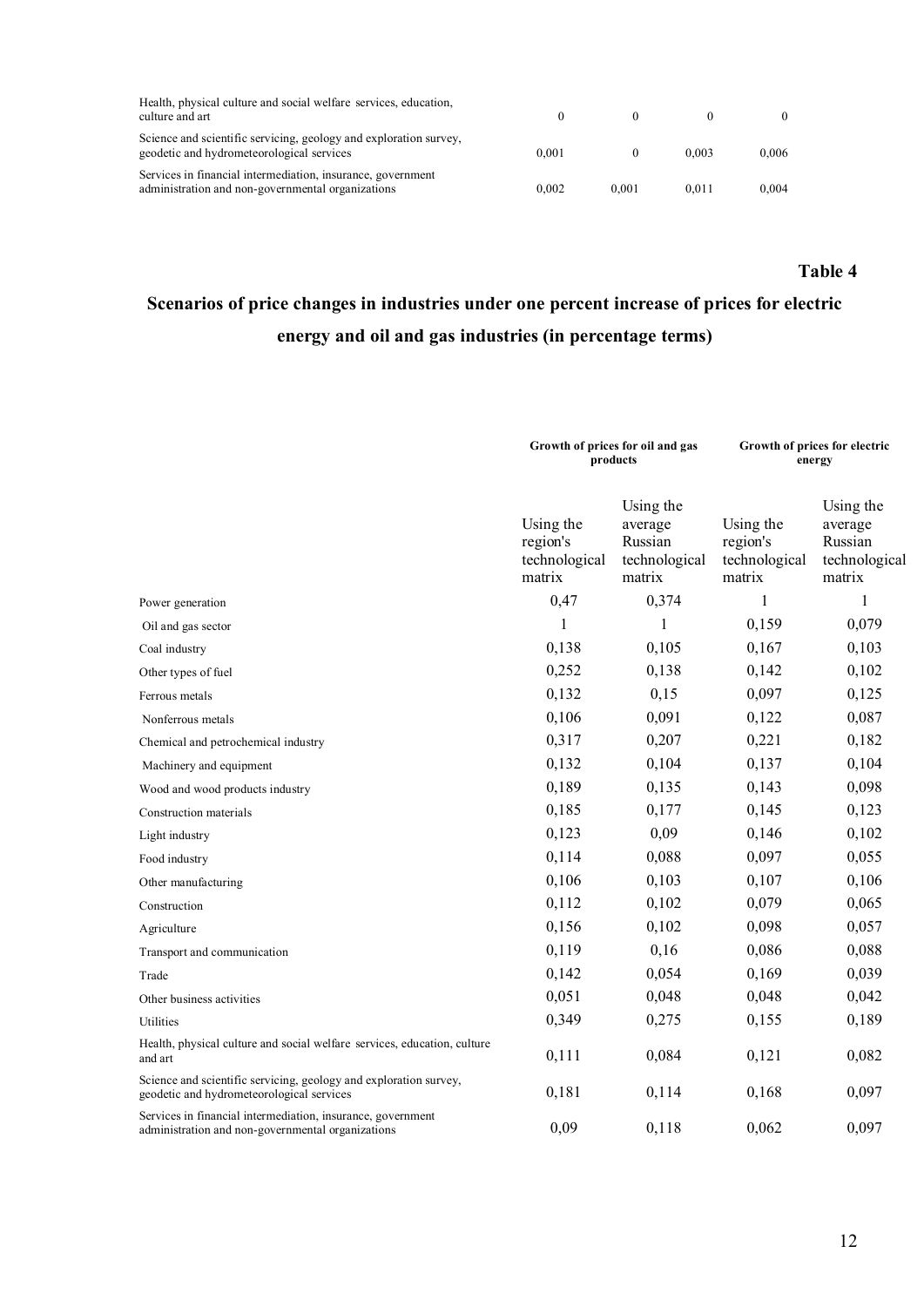| | | | | |
|---|---|---|---|---|
| Health, physical culture and social welfare services, education, culture and art | 0 | 0 | 0 | 0 |
| Science and scientific servicing, geology and exploration survey, geodetic and hydrometeorological services | 0,001 | 0 | 0,003 | 0,006 |
| Services in financial intermediation, insurance, government administration and non-governmental organizations | 0,002 | 0,001 | 0,011 | 0,004 |

**Table 4**

## Scenarios of price changes in industries under one percent increase of prices for electric energy and oil and gas industries (in percentage terms)

| | Growth of prices for oil and gas products | | Growth of prices for electric energy | |
|---|---|---|---|---|
| | Using the region's technological matrix | Using the average Russian technological matrix | Using the region's technological matrix | Using the average Russian technological matrix |
| Power generation | 0,47 | 0,374 | 1 | 1 |
| Oil and gas sector | 1 | 1 | 0,159 | 0,079 |
| Coal industry | 0,138 | 0,105 | 0,167 | 0,103 |
| Other types of fuel | 0,252 | 0,138 | 0,142 | 0,102 |
| Ferrous metals | 0,132 | 0,15 | 0,097 | 0,125 |
| Nonferrous metals | 0,106 | 0,091 | 0,122 | 0,087 |
| Chemical and petrochemical industry | 0,317 | 0,207 | 0,221 | 0,182 |
| Machinery and equipment | 0,132 | 0,104 | 0,137 | 0,104 |
| Wood and wood products industry | 0,189 | 0,135 | 0,143 | 0,098 |
| Construction materials | 0,185 | 0,177 | 0,145 | 0,123 |
| Light industry | 0,123 | 0,09 | 0,146 | 0,102 |
| Food industry | 0,114 | 0,088 | 0,097 | 0,055 |
| Other manufacturing | 0,106 | 0,103 | 0,107 | 0,106 |
| Construction | 0,112 | 0,102 | 0,079 | 0,065 |
| Agriculture | 0,156 | 0,102 | 0,098 | 0,057 |
| Transport and communication | 0,119 | 0,16 | 0,086 | 0,088 |
| Trade | 0,142 | 0,054 | 0,169 | 0,039 |
| Other business activities | 0,051 | 0,048 | 0,048 | 0,042 |
| Utilities | 0,349 | 0,275 | 0,155 | 0,189 |
| Health, physical culture and social welfare services, education, culture and art | 0,111 | 0,084 | 0,121 | 0,082 |
| Science and scientific servicing, geology and exploration survey, geodetic and hydrometeorological services | 0,181 | 0,114 | 0,168 | 0,097 |
| Services in financial intermediation, insurance, government administration and non-governmental organizations | 0,09 | 0,118 | 0,062 | 0,097 |